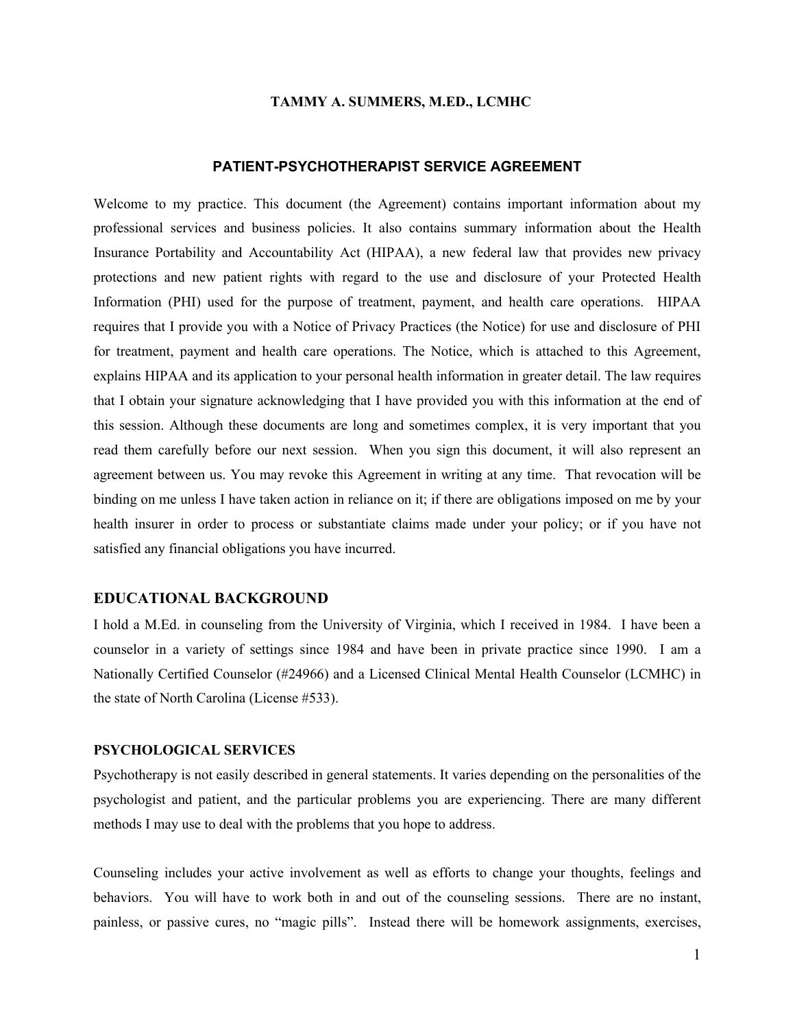**TAMMY A. SUMMERS, M.ED., LCMHC**

# PATIENT-PSYCHOTHERAPIST SERVICE AGREEMENT

Welcome to my practice. This document (the Agreement) contains important information about my professional services and business policies. It also contains summary information about the Health Insurance Portability and Accountability Act (HIPAA), a new federal law that provides new privacy protections and new patient rights with regard to the use and disclosure of your Protected Health Information (PHI) used for the purpose of treatment, payment, and health care operations. HIPAA requires that I provide you with a Notice of Privacy Practices (the Notice) for use and disclosure of PHI for treatment, payment and health care operations. The Notice, which is attached to this Agreement, explains HIPAA and its application to your personal health information in greater detail. The law requires that I obtain your signature acknowledging that I have provided you with this information at the end of this session. Although these documents are long and sometimes complex, it is very important that you read them carefully before our next session. When you sign this document, it will also represent an agreement between us. You may revoke this Agreement in writing at any time. That revocation will be binding on me unless I have taken action in reliance on it; if there are obligations imposed on me by your health insurer in order to process or substantiate claims made under your policy; or if you have not satisfied any financial obligations you have incurred.

## EDUCATIONAL BACKGROUND

I hold a M.Ed. in counseling from the University of Virginia, which I received in 1984. I have been a counselor in a variety of settings since 1984 and have been in private practice since 1990. I am a Nationally Certified Counselor (#24966) and a Licensed Clinical Mental Health Counselor (LCMHC) in the state of North Carolina (License #533).

## PSYCHOLOGICAL SERVICES

Psychotherapy is not easily described in general statements. It varies depending on the personalities of the psychologist and patient, and the particular problems you are experiencing. There are many different methods I may use to deal with the problems that you hope to address.

Counseling includes your active involvement as well as efforts to change your thoughts, feelings and behaviors. You will have to work both in and out of the counseling sessions. There are no instant, painless, or passive cures, no "magic pills". Instead there will be homework assignments, exercises,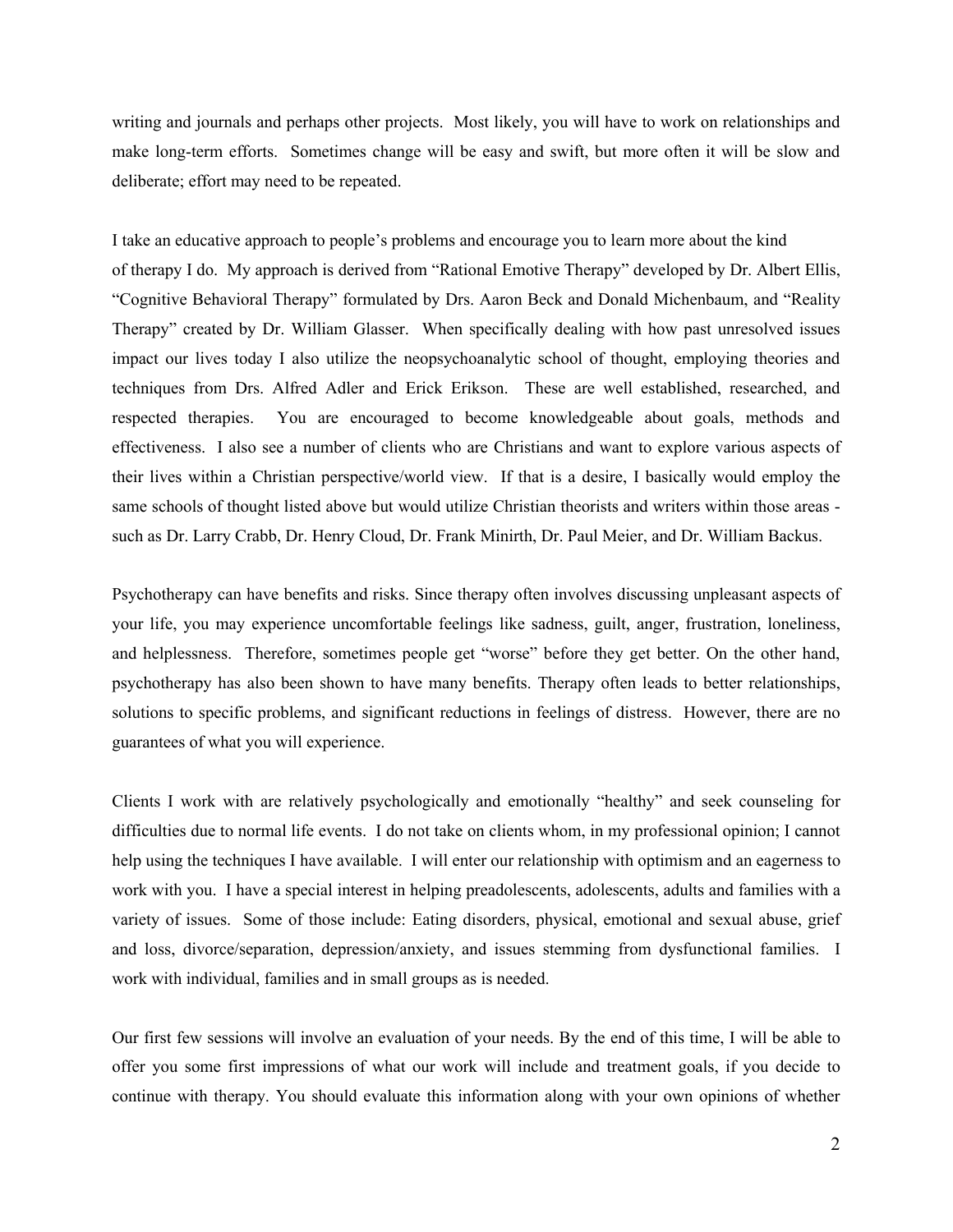writing and journals and perhaps other projects. Most likely, you will have to work on relationships and make long-term efforts. Sometimes change will be easy and swift, but more often it will be slow and deliberate; effort may need to be repeated.

I take an educative approach to people's problems and encourage you to learn more about the kind of therapy I do. My approach is derived from "Rational Emotive Therapy" developed by Dr. Albert Ellis, "Cognitive Behavioral Therapy" formulated by Drs. Aaron Beck and Donald Michenbaum, and "Reality Therapy" created by Dr. William Glasser. When specifically dealing with how past unresolved issues impact our lives today I also utilize the neopsychoanalytic school of thought, employing theories and techniques from Drs. Alfred Adler and Erick Erikson. These are well established, researched, and respected therapies. You are encouraged to become knowledgeable about goals, methods and effectiveness. I also see a number of clients who are Christians and want to explore various aspects of their lives within a Christian perspective/world view. If that is a desire, I basically would employ the same schools of thought listed above but would utilize Christian theorists and writers within those areas - such as Dr. Larry Crabb, Dr. Henry Cloud, Dr. Frank Minirth, Dr. Paul Meier, and Dr. William Backus.

Psychotherapy can have benefits and risks. Since therapy often involves discussing unpleasant aspects of your life, you may experience uncomfortable feelings like sadness, guilt, anger, frustration, loneliness, and helplessness. Therefore, sometimes people get "worse" before they get better. On the other hand, psychotherapy has also been shown to have many benefits. Therapy often leads to better relationships, solutions to specific problems, and significant reductions in feelings of distress. However, there are no guarantees of what you will experience.

Clients I work with are relatively psychologically and emotionally "healthy" and seek counseling for difficulties due to normal life events. I do not take on clients whom, in my professional opinion; I cannot help using the techniques I have available. I will enter our relationship with optimism and an eagerness to work with you. I have a special interest in helping preadolescents, adolescents, adults and families with a variety of issues. Some of those include: Eating disorders, physical, emotional and sexual abuse, grief and loss, divorce/separation, depression/anxiety, and issues stemming from dysfunctional families. I work with individual, families and in small groups as is needed.

Our first few sessions will involve an evaluation of your needs. By the end of this time, I will be able to offer you some first impressions of what our work will include and treatment goals, if you decide to continue with therapy. You should evaluate this information along with your own opinions of whether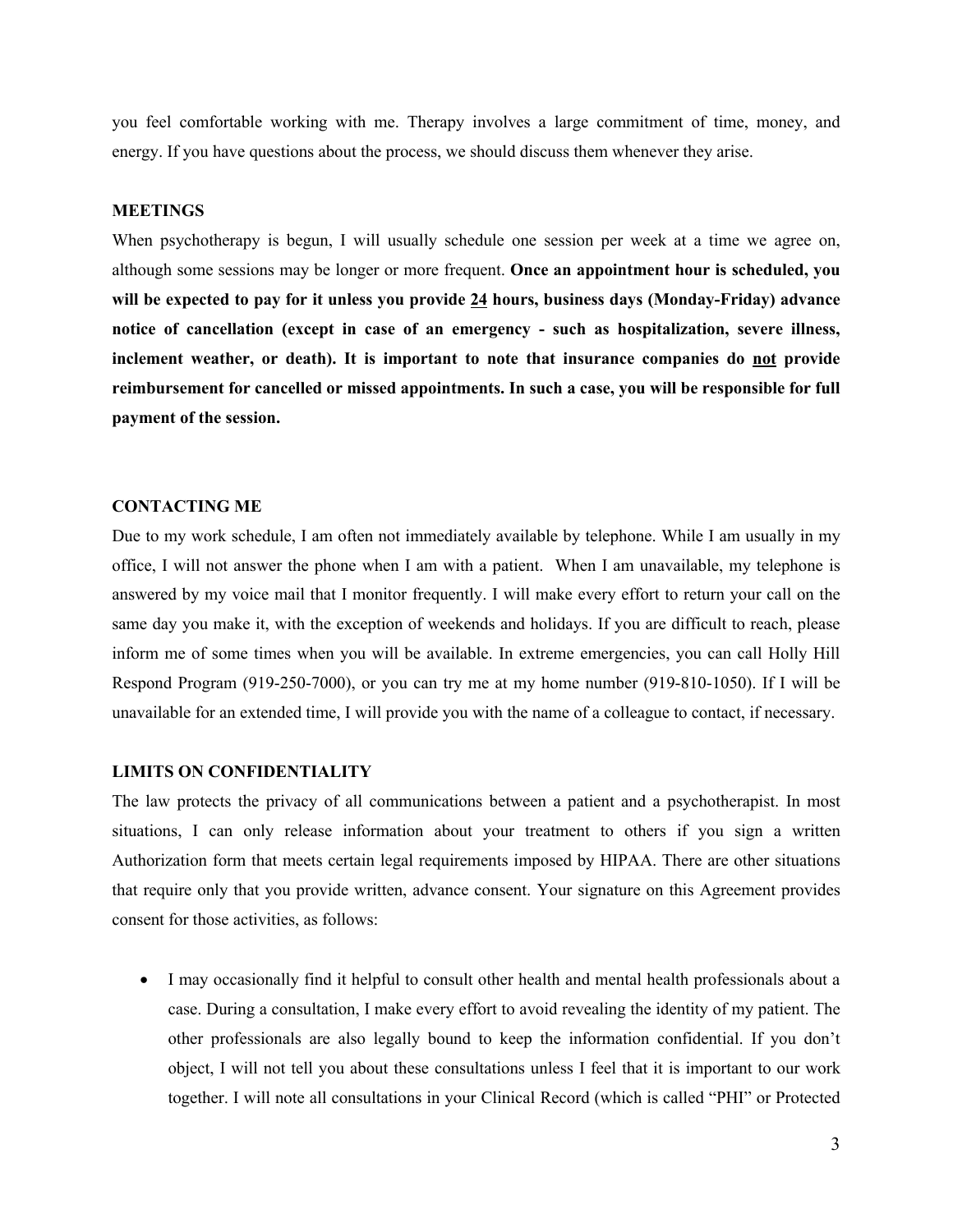you feel comfortable working with me. Therapy involves a large commitment of time, money, and energy. If you have questions about the process, we should discuss them whenever they arise.

## MEETINGS

When psychotherapy is begun, I will usually schedule one session per week at a time we agree on, although some sessions may be longer or more frequent. **Once an appointment hour is scheduled, you will be expected to pay for it unless you provide <u>24</u> hours, business days (Monday-Friday) advance notice of cancellation (except in case of an emergency - such as hospitalization, severe illness, inclement weather, or death). It is important to note that insurance companies do <u>not</u> provide reimbursement for cancelled or missed appointments. In such a case, you will be responsible for full payment of the session.**

## CONTACTING ME

Due to my work schedule, I am often not immediately available by telephone. While I am usually in my office, I will not answer the phone when I am with a patient. When I am unavailable, my telephone is answered by my voice mail that I monitor frequently. I will make every effort to return your call on the same day you make it, with the exception of weekends and holidays. If you are difficult to reach, please inform me of some times when you will be available. In extreme emergencies, you can call Holly Hill Respond Program (919-250-7000), or you can try me at my home number (919-810-1050). If I will be unavailable for an extended time, I will provide you with the name of a colleague to contact, if necessary.

## LIMITS ON CONFIDENTIALITY

The law protects the privacy of all communications between a patient and a psychotherapist. In most situations, I can only release information about your treatment to others if you sign a written Authorization form that meets certain legal requirements imposed by HIPAA. There are other situations that require only that you provide written, advance consent. Your signature on this Agreement provides consent for those activities, as follows:

- I may occasionally find it helpful to consult other health and mental health professionals about a case. During a consultation, I make every effort to avoid revealing the identity of my patient. The other professionals are also legally bound to keep the information confidential. If you don't object, I will not tell you about these consultations unless I feel that it is important to our work together. I will note all consultations in your Clinical Record (which is called "PHI" or Protected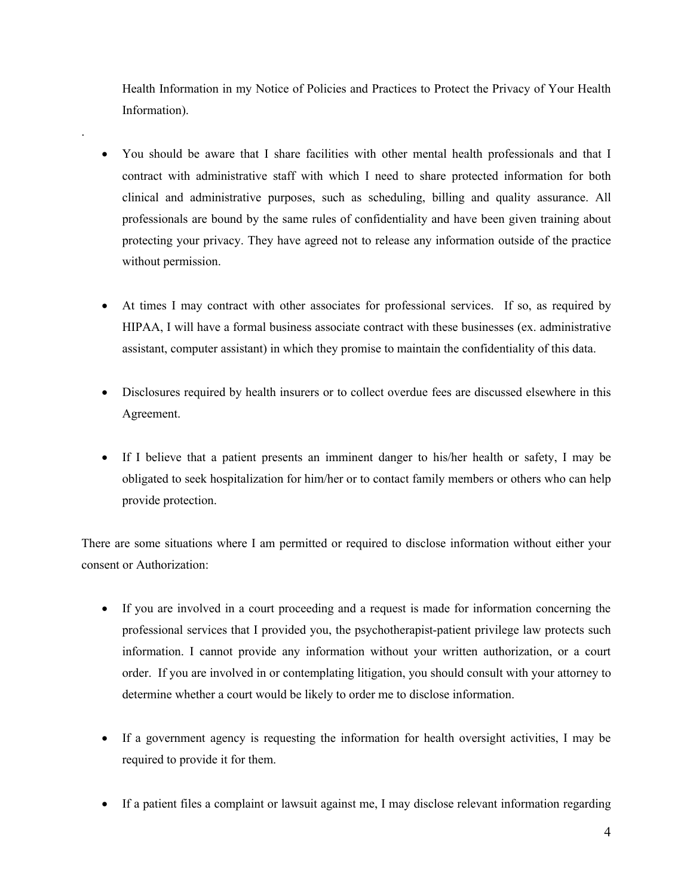Health Information in my Notice of Policies and Practices to Protect the Privacy of Your Health Information).

.

- You should be aware that I share facilities with other mental health professionals and that I contract with administrative staff with which I need to share protected information for both clinical and administrative purposes, such as scheduling, billing and quality assurance. All professionals are bound by the same rules of confidentiality and have been given training about protecting your privacy. They have agreed not to release any information outside of the practice without permission.

- At times I may contract with other associates for professional services. If so, as required by HIPAA, I will have a formal business associate contract with these businesses (ex. administrative assistant, computer assistant) in which they promise to maintain the confidentiality of this data.

- Disclosures required by health insurers or to collect overdue fees are discussed elsewhere in this Agreement.

- If I believe that a patient presents an imminent danger to his/her health or safety, I may be obligated to seek hospitalization for him/her or to contact family members or others who can help provide protection.

There are some situations where I am permitted or required to disclose information without either your consent or Authorization:

- If you are involved in a court proceeding and a request is made for information concerning the professional services that I provided you, the psychotherapist-patient privilege law protects such information. I cannot provide any information without your written authorization, or a court order. If you are involved in or contemplating litigation, you should consult with your attorney to determine whether a court would be likely to order me to disclose information.

- If a government agency is requesting the information for health oversight activities, I may be required to provide it for them.

- If a patient files a complaint or lawsuit against me, I may disclose relevant information regarding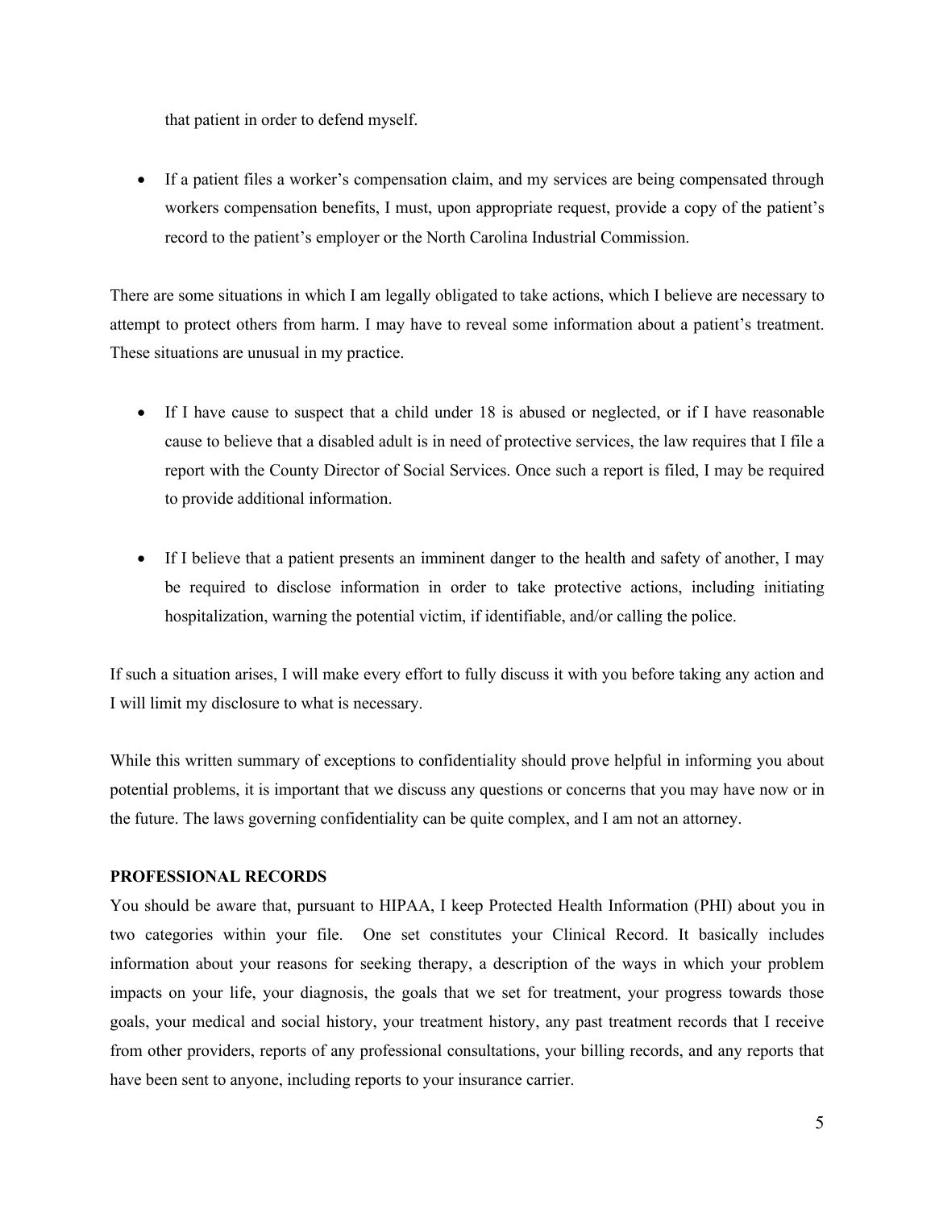that patient in order to defend myself.

- If a patient files a worker's compensation claim, and my services are being compensated through workers compensation benefits, I must, upon appropriate request, provide a copy of the patient's record to the patient's employer or the North Carolina Industrial Commission.

There are some situations in which I am legally obligated to take actions, which I believe are necessary to attempt to protect others from harm. I may have to reveal some information about a patient's treatment. These situations are unusual in my practice.

- If I have cause to suspect that a child under 18 is abused or neglected, or if I have reasonable cause to believe that a disabled adult is in need of protective services, the law requires that I file a report with the County Director of Social Services. Once such a report is filed, I may be required to provide additional information.

- If I believe that a patient presents an imminent danger to the health and safety of another, I may be required to disclose information in order to take protective actions, including initiating hospitalization, warning the potential victim, if identifiable, and/or calling the police.

If such a situation arises, I will make every effort to fully discuss it with you before taking any action and I will limit my disclosure to what is necessary.

While this written summary of exceptions to confidentiality should prove helpful in informing you about potential problems, it is important that we discuss any questions or concerns that you may have now or in the future. The laws governing confidentiality can be quite complex, and I am not an attorney.

**PROFESSIONAL RECORDS**

You should be aware that, pursuant to HIPAA, I keep Protected Health Information (PHI) about you in two categories within your file. One set constitutes your Clinical Record. It basically includes information about your reasons for seeking therapy, a description of the ways in which your problem impacts on your life, your diagnosis, the goals that we set for treatment, your progress towards those goals, your medical and social history, your treatment history, any past treatment records that I receive from other providers, reports of any professional consultations, your billing records, and any reports that have been sent to anyone, including reports to your insurance carrier.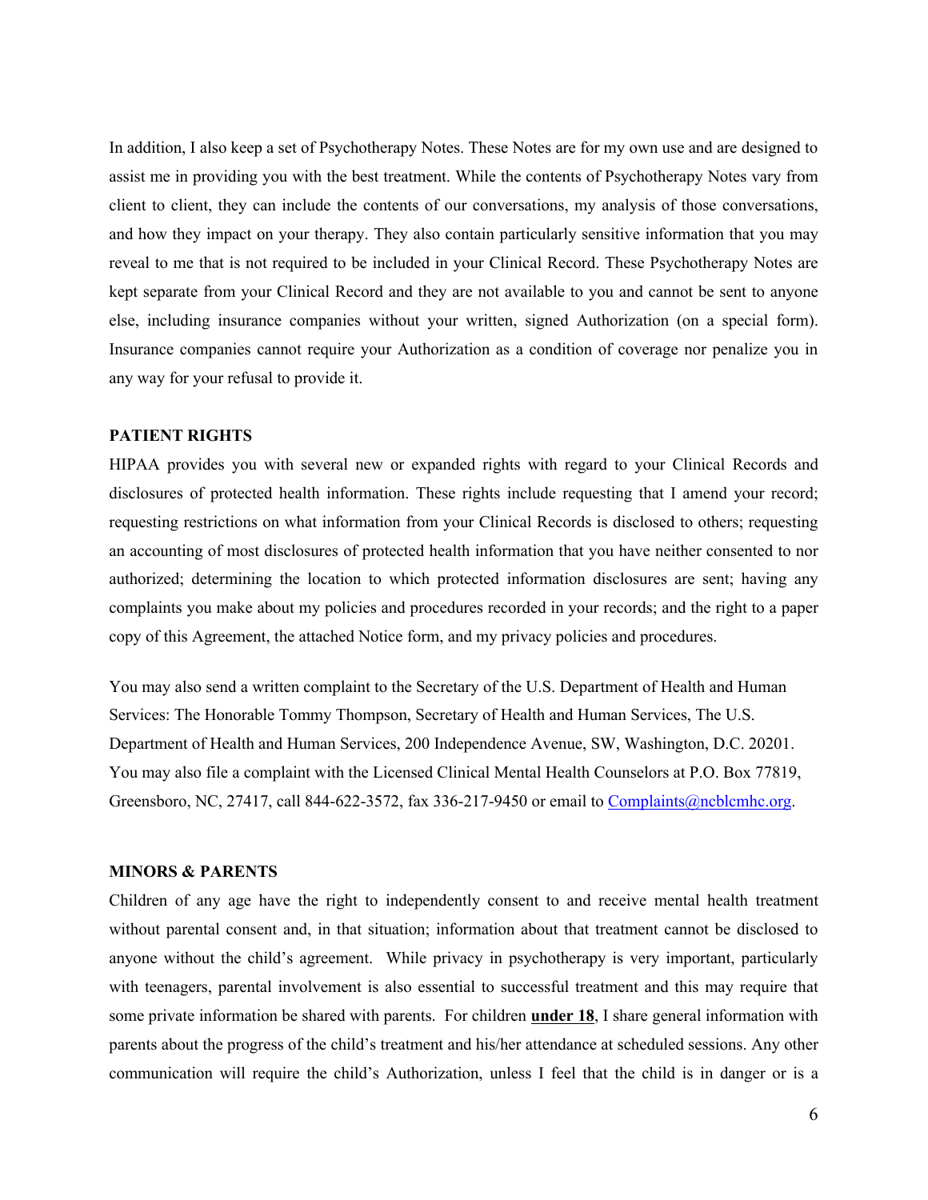In addition, I also keep a set of Psychotherapy Notes. These Notes are for my own use and are designed to assist me in providing you with the best treatment. While the contents of Psychotherapy Notes vary from client to client, they can include the contents of our conversations, my analysis of those conversations, and how they impact on your therapy. They also contain particularly sensitive information that you may reveal to me that is not required to be included in your Clinical Record. These Psychotherapy Notes are kept separate from your Clinical Record and they are not available to you and cannot be sent to anyone else, including insurance companies without your written, signed Authorization (on a special form). Insurance companies cannot require your Authorization as a condition of coverage nor penalize you in any way for your refusal to provide it.

**PATIENT RIGHTS**

HIPAA provides you with several new or expanded rights with regard to your Clinical Records and disclosures of protected health information. These rights include requesting that I amend your record; requesting restrictions on what information from your Clinical Records is disclosed to others; requesting an accounting of most disclosures of protected health information that you have neither consented to nor authorized; determining the location to which protected information disclosures are sent; having any complaints you make about my policies and procedures recorded in your records; and the right to a paper copy of this Agreement, the attached Notice form, and my privacy policies and procedures.

You may also send a written complaint to the Secretary of the U.S. Department of Health and Human Services: The Honorable Tommy Thompson, Secretary of Health and Human Services, The U.S. Department of Health and Human Services, 200 Independence Avenue, SW, Washington, D.C. 20201. You may also file a complaint with the Licensed Clinical Mental Health Counselors at P.O. Box 77819, Greensboro, NC, 27417, call 844-622-3572, fax 336-217-9450 or email to Complaints@ncblcmhc.org.

**MINORS & PARENTS**

Children of any age have the right to independently consent to and receive mental health treatment without parental consent and, in that situation; information about that treatment cannot be disclosed to anyone without the child's agreement. While privacy in psychotherapy is very important, particularly with teenagers, parental involvement is also essential to successful treatment and this may require that some private information be shared with parents. For children **under 18**, I share general information with parents about the progress of the child's treatment and his/her attendance at scheduled sessions. Any other communication will require the child's Authorization, unless I feel that the child is in danger or is a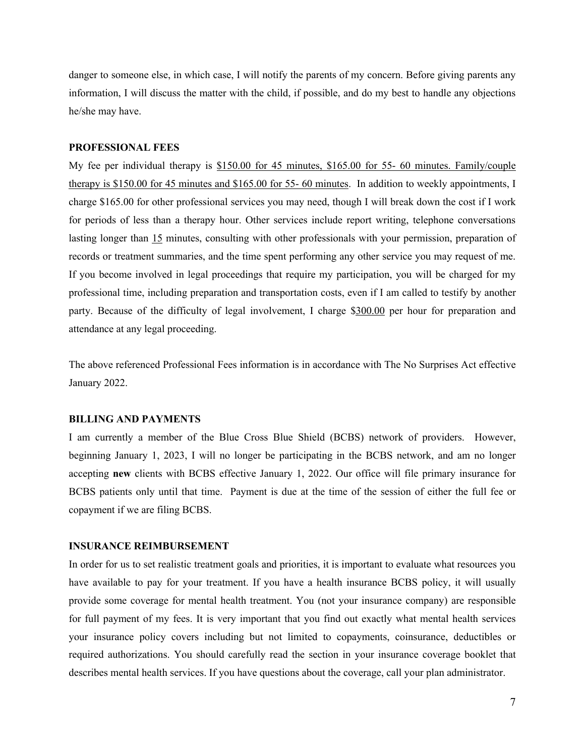danger to someone else, in which case, I will notify the parents of my concern. Before giving parents any information, I will discuss the matter with the child, if possible, and do my best to handle any objections he/she may have.

**PROFESSIONAL FEES**

My fee per individual therapy is <u>$150.00 for 45 minutes, $165.00 for 55- 60 minutes. Family/couple therapy is $150.00 for 45 minutes and $165.00 for 55- 60 minutes</u>. In addition to weekly appointments, I charge $165.00 for other professional services you may need, though I will break down the cost if I work for periods of less than a therapy hour. Other services include report writing, telephone conversations lasting longer than <u>15</u> minutes, consulting with other professionals with your permission, preparation of records or treatment summaries, and the time spent performing any other service you may request of me. If you become involved in legal proceedings that require my participation, you will be charged for my professional time, including preparation and transportation costs, even if I am called to testify by another party. Because of the difficulty of legal involvement, I charge $<u>300.00</u> per hour for preparation and attendance at any legal proceeding.

The above referenced Professional Fees information is in accordance with The No Surprises Act effective January 2022.

**BILLING AND PAYMENTS**

I am currently a member of the Blue Cross Blue Shield (BCBS) network of providers. However, beginning January 1, 2023, I will no longer be participating in the BCBS network, and am no longer accepting **new** clients with BCBS effective January 1, 2022. Our office will file primary insurance for BCBS patients only until that time. Payment is due at the time of the session of either the full fee or copayment if we are filing BCBS.

**INSURANCE REIMBURSEMENT**

In order for us to set realistic treatment goals and priorities, it is important to evaluate what resources you have available to pay for your treatment. If you have a health insurance BCBS policy, it will usually provide some coverage for mental health treatment. You (not your insurance company) are responsible for full payment of my fees. It is very important that you find out exactly what mental health services your insurance policy covers including but not limited to copayments, coinsurance, deductibles or required authorizations. You should carefully read the section in your insurance coverage booklet that describes mental health services. If you have questions about the coverage, call your plan administrator.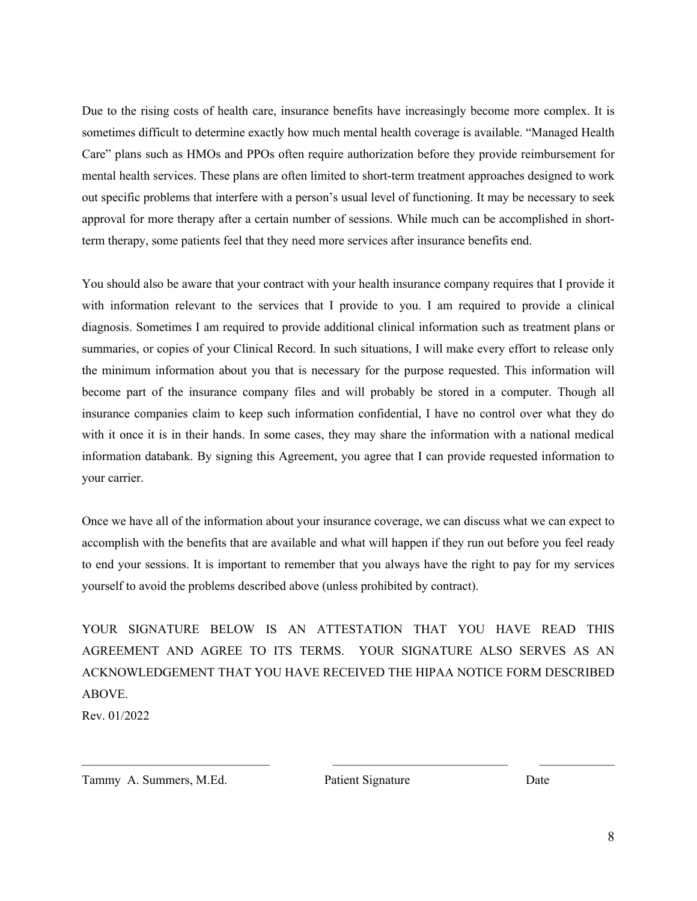Due to the rising costs of health care, insurance benefits have increasingly become more complex. It is sometimes difficult to determine exactly how much mental health coverage is available. "Managed Health Care" plans such as HMOs and PPOs often require authorization before they provide reimbursement for mental health services. These plans are often limited to short-term treatment approaches designed to work out specific problems that interfere with a person's usual level of functioning. It may be necessary to seek approval for more therapy after a certain number of sessions. While much can be accomplished in short-term therapy, some patients feel that they need more services after insurance benefits end.

You should also be aware that your contract with your health insurance company requires that I provide it with information relevant to the services that I provide to you. I am required to provide a clinical diagnosis. Sometimes I am required to provide additional clinical information such as treatment plans or summaries, or copies of your Clinical Record. In such situations, I will make every effort to release only the minimum information about you that is necessary for the purpose requested. This information will become part of the insurance company files and will probably be stored in a computer. Though all insurance companies claim to keep such information confidential, I have no control over what they do with it once it is in their hands. In some cases, they may share the information with a national medical information databank. By signing this Agreement, you agree that I can provide requested information to your carrier.

Once we have all of the information about your insurance coverage, we can discuss what we can expect to accomplish with the benefits that are available and what will happen if they run out before you feel ready to end your sessions. It is important to remember that you always have the right to pay for my services yourself to avoid the problems described above (unless prohibited by contract).

YOUR SIGNATURE BELOW IS AN ATTESTATION THAT YOU HAVE READ THIS AGREEMENT AND AGREE TO ITS TERMS. YOUR SIGNATURE ALSO SERVES AS AN ACKNOWLEDGEMENT THAT YOU HAVE RECEIVED THE HIPAA NOTICE FORM DESCRIBED ABOVE.

Rev. 01/2022

| ______________________________ | ____________________________ | ____________ |
|---|---|---|
| Tammy A. Summers, M.Ed. | Patient Signature | Date |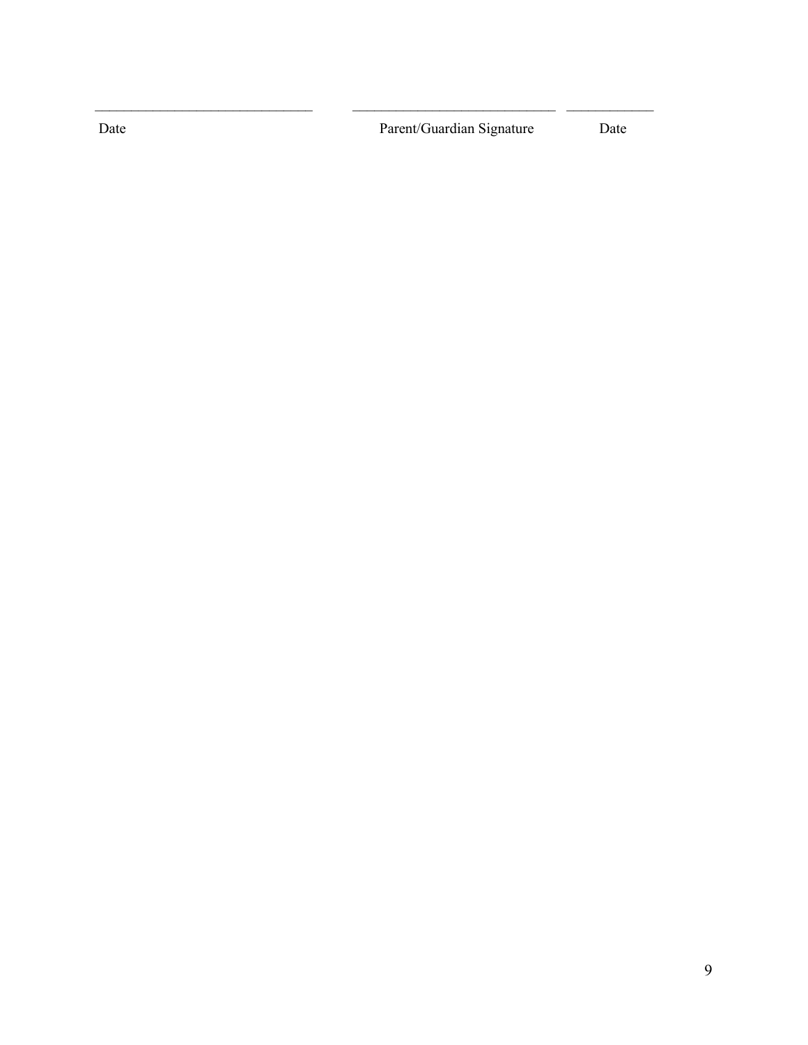_______________________________ _____________________________ ____________

Date Parent/Guardian Signature Date